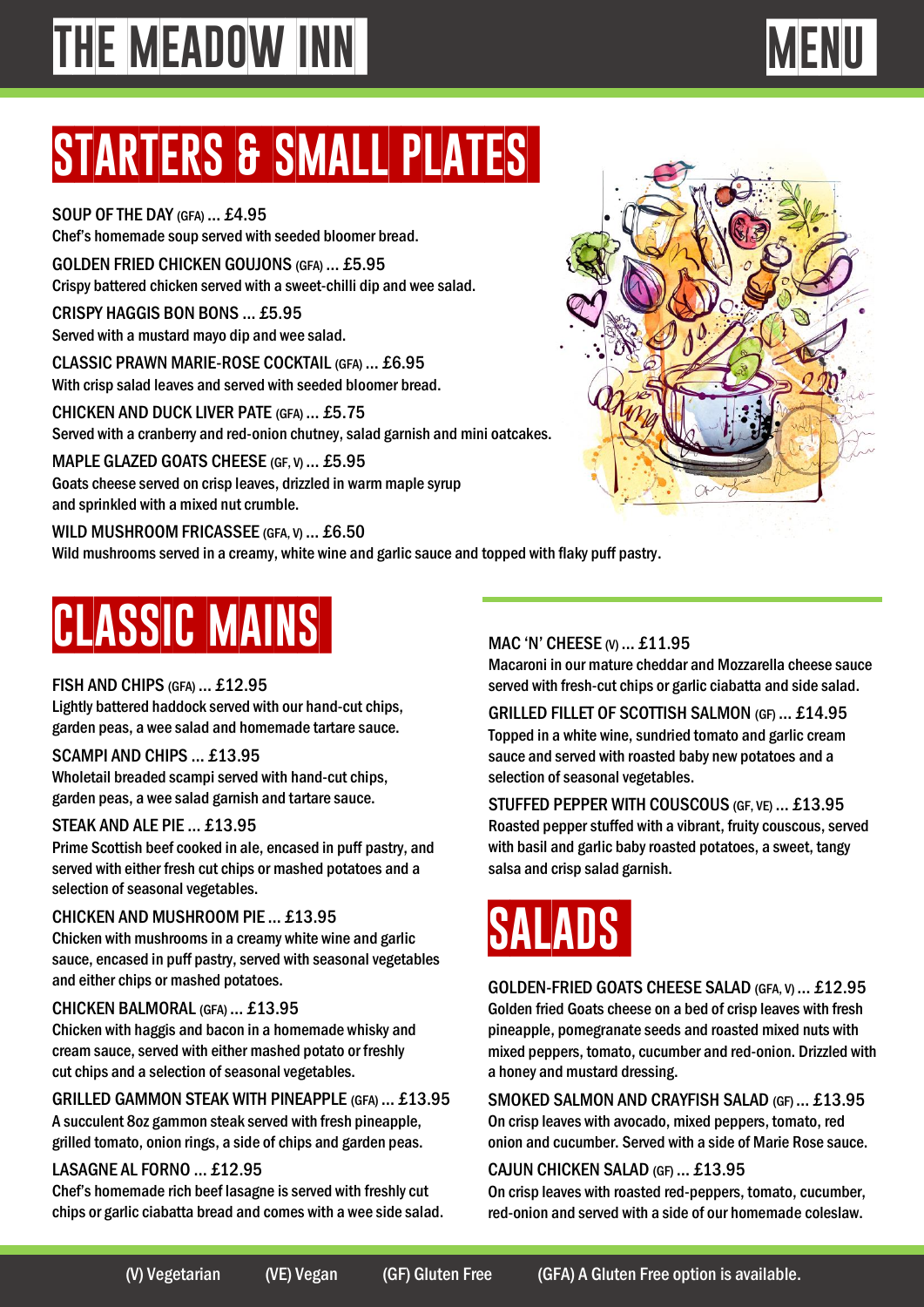# THE MEADOW INN

# MENU

## STARTERS & SMALL PLATES

SOUP OF THE DAY (GFA) ... £4.95
Chef's homemade soup served with seeded bloomer bread.

GOLDEN FRIED CHICKEN GOUJONS (GFA) ... £5.95
Crispy battered chicken served with a sweet-chilli dip and wee salad.

CRISPY HAGGIS BON BONS ... £5.95
Served with a mustard mayo dip and wee salad.

CLASSIC PRAWN MARIE-ROSE COCKTAIL (GFA) ... £6.95
With crisp salad leaves and served with seeded bloomer bread.

CHICKEN AND DUCK LIVER PATE (GFA) ... £5.75
Served with a cranberry and red-onion chutney, salad garnish and mini oatcakes.

MAPLE GLAZED GOATS CHEESE (GF, V) ... £5.95
Goats cheese served on crisp leaves, drizzled in warm maple syrup and sprinkled with a mixed nut crumble.

WILD MUSHROOM FRICASSEE (GFA, V) ... £6.50
Wild mushrooms served in a creamy, white wine and garlic sauce and topped with flaky puff pastry.

## CLASSIC MAINS

FISH AND CHIPS (GFA) ... £12.95
Lightly battered haddock served with our hand-cut chips, garden peas, a wee salad and homemade tartare sauce.

SCAMPI AND CHIPS ... £13.95
Wholetail breaded scampi served with hand-cut chips, garden peas, a wee salad garnish and tartare sauce.

STEAK AND ALE PIE ... £13.95
Prime Scottish beef cooked in ale, encased in puff pastry, and served with either fresh cut chips or mashed potatoes and a selection of seasonal vegetables.

CHICKEN AND MUSHROOM PIE ... £13.95
Chicken with mushrooms in a creamy white wine and garlic sauce, encased in puff pastry, served with seasonal vegetables and either chips or mashed potatoes.

CHICKEN BALMORAL (GFA) ... £13.95
Chicken with haggis and bacon in a homemade whisky and cream sauce, served with either mashed potato or freshly cut chips and a selection of seasonal vegetables.

GRILLED GAMMON STEAK WITH PINEAPPLE (GFA) ... £13.95
A succulent 8oz gammon steak served with fresh pineapple, grilled tomato, onion rings, a side of chips and garden peas.

LASAGNE AL FORNO ... £12.95
Chef's homemade rich beef lasagne is served with freshly cut chips or garlic ciabatta bread and comes with a wee side salad.

MAC 'N' CHEESE (V) ... £11.95
Macaroni in our mature cheddar and Mozzarella cheese sauce served with fresh-cut chips or garlic ciabatta and side salad.

GRILLED FILLET OF SCOTTISH SALMON (GF) ... £14.95
Topped in a white wine, sundried tomato and garlic cream sauce and served with roasted baby new potatoes and a selection of seasonal vegetables.

STUFFED PEPPER WITH COUSCOUS (GF, VE) ... £13.95
Roasted pepper stuffed with a vibrant, fruity couscous, served with basil and garlic baby roasted potatoes, a sweet, tangy salsa and crisp salad garnish.

## SALADS

GOLDEN-FRIED GOATS CHEESE SALAD (GFA, V) ... £12.95
Golden fried Goats cheese on a bed of crisp leaves with fresh pineapple, pomegranate seeds and roasted mixed nuts with mixed peppers, tomato, cucumber and red-onion. Drizzled with a honey and mustard dressing.

SMOKED SALMON AND CRAYFISH SALAD (GF) ... £13.95
On crisp leaves with avocado, mixed peppers, tomato, red onion and cucumber. Served with a side of Marie Rose sauce.

CAJUN CHICKEN SALAD (GF) ... £13.95
On crisp leaves with roasted red-peppers, tomato, cucumber, red-onion and served with a side of our homemade coleslaw.

(V) Vegetarian (VE) Vegan (GF) Gluten Free (GFA) A Gluten Free option is available.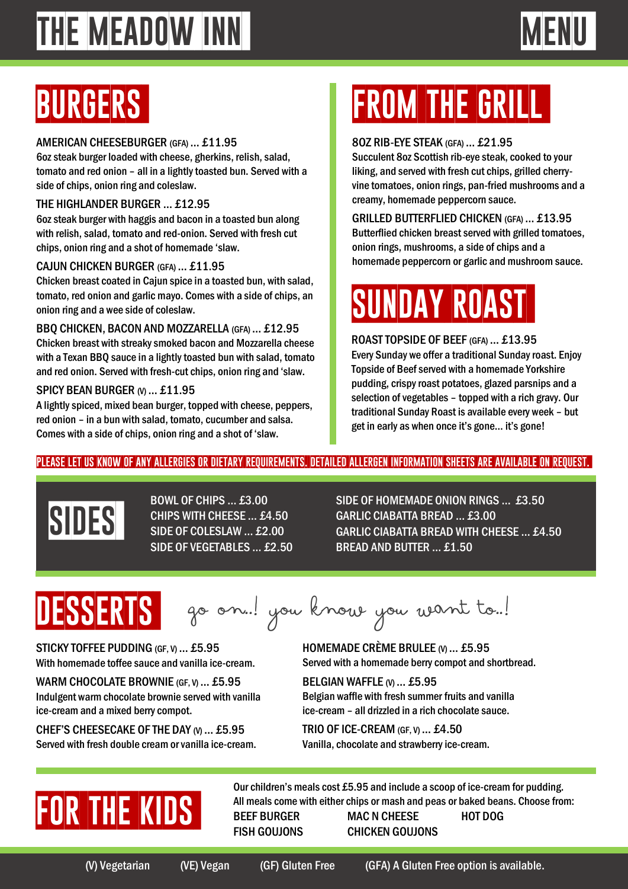# THE MEADOW INN

# MENU

## BURGERS

**AMERICAN CHEESEBURGER** (GFA) ... £11.95
6oz steak burger loaded with cheese, gherkins, relish, salad, tomato and red onion – all in a lightly toasted bun. Served with a side of chips, onion ring and coleslaw.

**THE HIGHLANDER BURGER** ... £12.95
6oz steak burger with haggis and bacon in a toasted bun along with relish, salad, tomato and red-onion. Served with fresh cut chips, onion ring and a shot of homemade 'slaw.

**CAJUN CHICKEN BURGER** (GFA) ... £11.95
Chicken breast coated in Cajun spice in a toasted bun, with salad, tomato, red onion and garlic mayo. Comes with a side of chips, an onion ring and a wee side of coleslaw.

**BBQ CHICKEN, BACON AND MOZZARELLA** (GFA) ... £12.95
Chicken breast with streaky smoked bacon and Mozzarella cheese with a Texan BBQ sauce in a lightly toasted bun with salad, tomato and red onion. Served with fresh-cut chips, onion ring and 'slaw.

**SPICY BEAN BURGER** (V) ... £11.95
A lightly spiced, mixed bean burger, topped with cheese, peppers, red onion – in a bun with salad, tomato, cucumber and salsa. Comes with a side of chips, onion ring and a shot of 'slaw.

## FROM THE GRILL

**8OZ RIB-EYE STEAK** (GFA) ... £21.95
Succulent 8oz Scottish rib-eye steak, cooked to your liking, and served with fresh cut chips, grilled cherry-vine tomatoes, onion rings, pan-fried mushrooms and a creamy, homemade peppercorn sauce.

**GRILLED BUTTERFLIED CHICKEN** (GFA) ... £13.95
Butterflied chicken breast served with grilled tomatoes, onion rings, mushrooms, a side of chips and a homemade peppercorn or garlic and mushroom sauce.

## SUNDAY ROAST

**ROAST TOPSIDE OF BEEF** (GFA) ... £13.95
Every Sunday we offer a traditional Sunday roast. Enjoy Topside of Beef served with a homemade Yorkshire pudding, crispy roast potatoes, glazed parsnips and a selection of vegetables – topped with a rich gravy. Our traditional Sunday Roast is available every week – but get in early as when once it's gone... it's gone!

PLEASE LET US KNOW OF ANY ALLERGIES OR DIETARY REQUIREMENTS. DETAILED ALLERGEN INFORMATION SHEETS ARE AVAILABLE ON REQUEST.

## SIDES

- BOWL OF CHIPS ... £3.00
- CHIPS WITH CHEESE ... £4.50
- SIDE OF COLESLAW ... £2.00
- SIDE OF VEGETABLES ... £2.50
- SIDE OF HOMEMADE ONION RINGS ... £3.50
- GARLIC CIABATTA BREAD ... £3.00
- GARLIC CIABATTA BREAD WITH CHEESE ... £4.50
- BREAD AND BUTTER ... £1.50

## DESSERTS

*go on..! you know you want to..!*

**STICKY TOFFEE PUDDING** (GF, V) ... £5.95
With homemade toffee sauce and vanilla ice-cream.

**WARM CHOCOLATE BROWNIE** (GF, V) ... £5.95
Indulgent warm chocolate brownie served with vanilla ice-cream and a mixed berry compot.

**CHEF'S CHEESECAKE OF THE DAY** (V) ... £5.95
Served with fresh double cream or vanilla ice-cream.

**HOMEMADE CRÈME BRULEE** (V) ... £5.95
Served with a homemade berry compot and shortbread.

**BELGIAN WAFFLE** (V) ... £5.95
Belgian waffle with fresh summer fruits and vanilla ice-cream – all drizzled in a rich chocolate sauce.

**TRIO OF ICE-CREAM** (GF, V) ... £4.50
Vanilla, chocolate and strawberry ice-cream.

## FOR THE KIDS

Our children's meals cost £5.95 and include a scoop of ice-cream for pudding. All meals come with either chips or mash and peas or baked beans. Choose from:

- BEEF BURGER
- MAC N CHEESE
- HOT DOG
- FISH GOUJONS
- CHICKEN GOUJONS

(V) Vegetarian (VE) Vegan (GF) Gluten Free (GFA) A Gluten Free option is available.